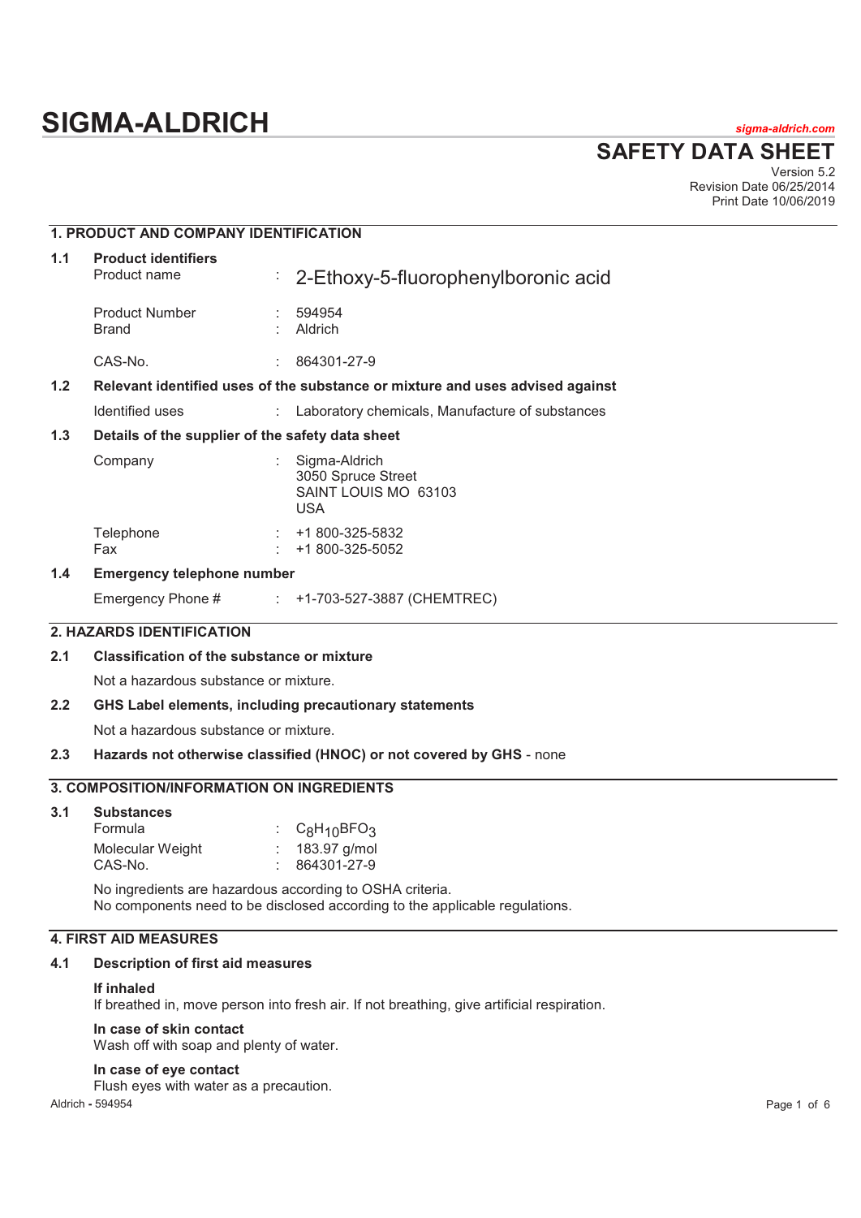# SIGMA-ALDRICH

sigma-aldrich.com

## SAFETY DATA SHEET

Version 5.2
Revision Date 06/25/2014
Print Date 10/06/2019

### 1. PRODUCT AND COMPANY IDENTIFICATION

**1.1 Product identifiers**

| | | |
|---|---|---|
| Product name | : | 2-Ethoxy-5-fluorophenylboronic acid |
| Product Number | : | 594954 |
| Brand | : | Aldrich |
| CAS-No. | : | 864301-27-9 |

**1.2 Relevant identified uses of the substance or mixture and uses advised against**

| | | |
|---|---|---|
| Identified uses | : | Laboratory chemicals, Manufacture of substances |

**1.3 Details of the supplier of the safety data sheet**

| | | |
|---|---|---|
| Company | : | Sigma-Aldrich<br>3050 Spruce Street<br>SAINT LOUIS MO 63103<br>USA |
| Telephone | : | +1 800-325-5832 |
| Fax | : | +1 800-325-5052 |

**1.4 Emergency telephone number**

| | | |
|---|---|---|
| Emergency Phone # | : | +1-703-527-3887 (CHEMTREC) |

### 2. HAZARDS IDENTIFICATION

**2.1 Classification of the substance or mixture**

Not a hazardous substance or mixture.

**2.2 GHS Label elements, including precautionary statements**

Not a hazardous substance or mixture.

**2.3 Hazards not otherwise classified (HNOC) or not covered by GHS** - none

### 3. COMPOSITION/INFORMATION ON INGREDIENTS

**3.1 Substances**

| | | |
|---|---|---|
| Formula | : | $C_8H_{10}BFO_3$ |
| Molecular Weight | : | 183.97 g/mol |
| CAS-No. | : | 864301-27-9 |

No ingredients are hazardous according to OSHA criteria.
No components need to be disclosed according to the applicable regulations.

### 4. FIRST AID MEASURES

**4.1 Description of first aid measures**

**If inhaled**
If breathed in, move person into fresh air. If not breathing, give artificial respiration.

**In case of skin contact**
Wash off with soap and plenty of water.

**In case of eye contact**
Flush eyes with water as a precaution.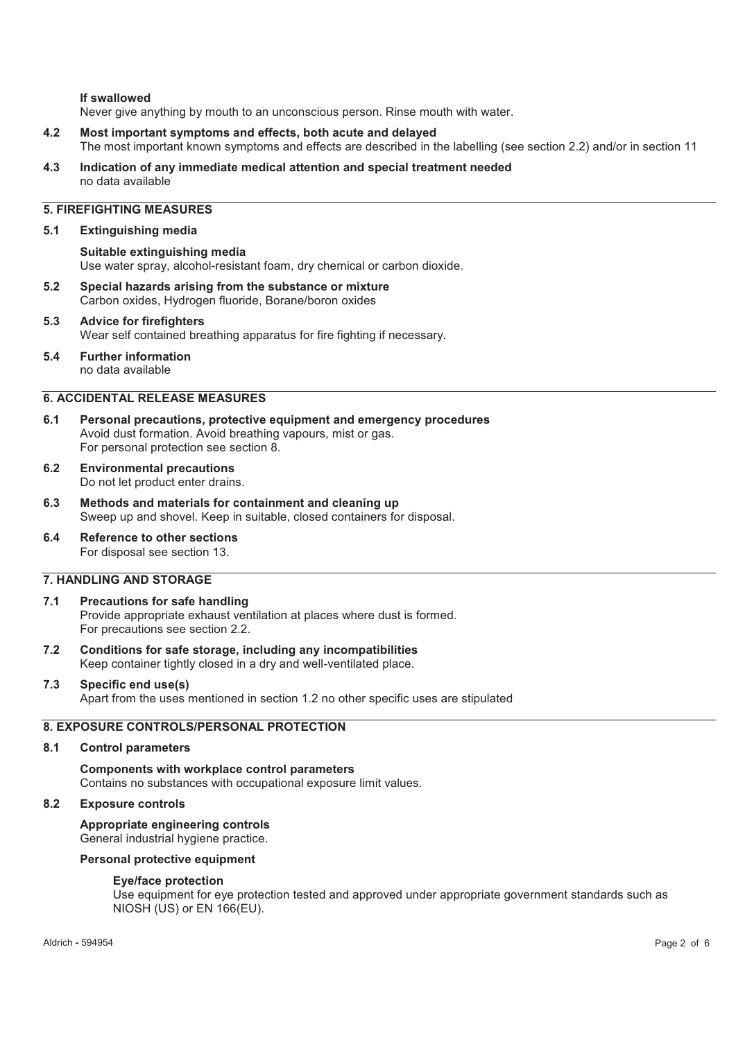**If swallowed**
Never give anything by mouth to an unconscious person. Rinse mouth with water.

**4.2 Most important symptoms and effects, both acute and delayed**
The most important known symptoms and effects are described in the labelling (see section 2.2) and/or in section 11

**4.3 Indication of any immediate medical attention and special treatment needed**
no data available

## 5. FIREFIGHTING MEASURES

**5.1 Extinguishing media**

**Suitable extinguishing media**
Use water spray, alcohol-resistant foam, dry chemical or carbon dioxide.

**5.2 Special hazards arising from the substance or mixture**
Carbon oxides, Hydrogen fluoride, Borane/boron oxides

**5.3 Advice for firefighters**
Wear self contained breathing apparatus for fire fighting if necessary.

**5.4 Further information**
no data available

## 6. ACCIDENTAL RELEASE MEASURES

**6.1 Personal precautions, protective equipment and emergency procedures**
Avoid dust formation. Avoid breathing vapours, mist or gas.
For personal protection see section 8.

**6.2 Environmental precautions**
Do not let product enter drains.

**6.3 Methods and materials for containment and cleaning up**
Sweep up and shovel. Keep in suitable, closed containers for disposal.

**6.4 Reference to other sections**
For disposal see section 13.

## 7. HANDLING AND STORAGE

**7.1 Precautions for safe handling**
Provide appropriate exhaust ventilation at places where dust is formed.
For precautions see section 2.2.

**7.2 Conditions for safe storage, including any incompatibilities**
Keep container tightly closed in a dry and well-ventilated place.

**7.3 Specific end use(s)**
Apart from the uses mentioned in section 1.2 no other specific uses are stipulated

## 8. EXPOSURE CONTROLS/PERSONAL PROTECTION

**8.1 Control parameters**

**Components with workplace control parameters**
Contains no substances with occupational exposure limit values.

**8.2 Exposure controls**

**Appropriate engineering controls**
General industrial hygiene practice.

**Personal protective equipment**

**Eye/face protection**
Use equipment for eye protection tested and approved under appropriate government standards such as NIOSH (US) or EN 166(EU).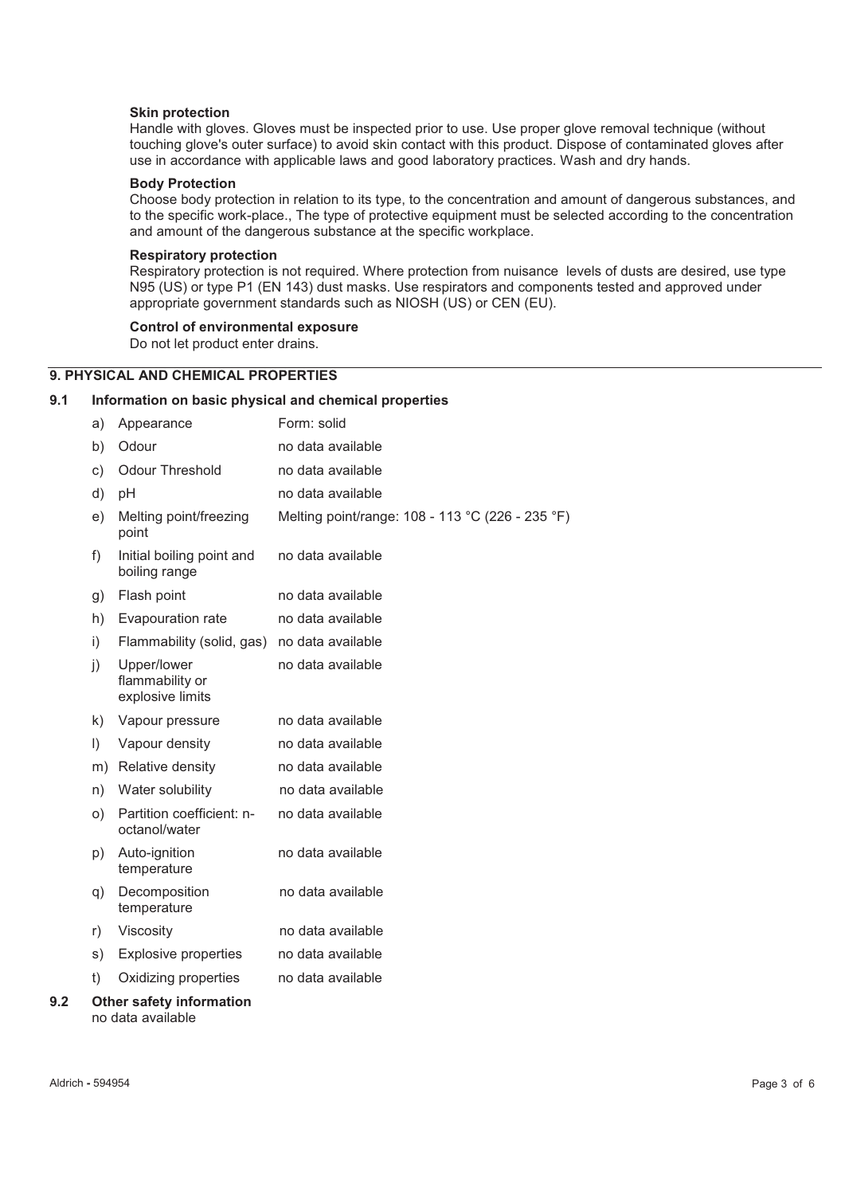**Skin protection**

Handle with gloves. Gloves must be inspected prior to use. Use proper glove removal technique (without touching glove's outer surface) to avoid skin contact with this product. Dispose of contaminated gloves after use in accordance with applicable laws and good laboratory practices. Wash and dry hands.

**Body Protection**

Choose body protection in relation to its type, to the concentration and amount of dangerous substances, and to the specific work-place., The type of protective equipment must be selected according to the concentration and amount of the dangerous substance at the specific workplace.

**Respiratory protection**

Respiratory protection is not required. Where protection from nuisance levels of dusts are desired, use type N95 (US) or type P1 (EN 143) dust masks. Use respirators and components tested and approved under appropriate government standards such as NIOSH (US) or CEN (EU).

**Control of environmental exposure**

Do not let product enter drains.

## 9. PHYSICAL AND CHEMICAL PROPERTIES

### 9.1 Information on basic physical and chemical properties

| | Property | Value |
|---|---|---|
| a) | Appearance | Form: solid |
| b) | Odour | no data available |
| c) | Odour Threshold | no data available |
| d) | pH | no data available |
| e) | Melting point/freezing point | Melting point/range: 108 - 113 °C (226 - 235 °F) |
| f) | Initial boiling point and boiling range | no data available |
| g) | Flash point | no data available |
| h) | Evapouration rate | no data available |
| i) | Flammability (solid, gas) | no data available |
| j) | Upper/lower flammability or explosive limits | no data available |
| k) | Vapour pressure | no data available |
| l) | Vapour density | no data available |
| m) | Relative density | no data available |
| n) | Water solubility | no data available |
| o) | Partition coefficient: n-octanol/water | no data available |
| p) | Auto-ignition temperature | no data available |
| q) | Decomposition temperature | no data available |
| r) | Viscosity | no data available |
| s) | Explosive properties | no data available |
| t) | Oxidizing properties | no data available |

### 9.2 Other safety information

no data available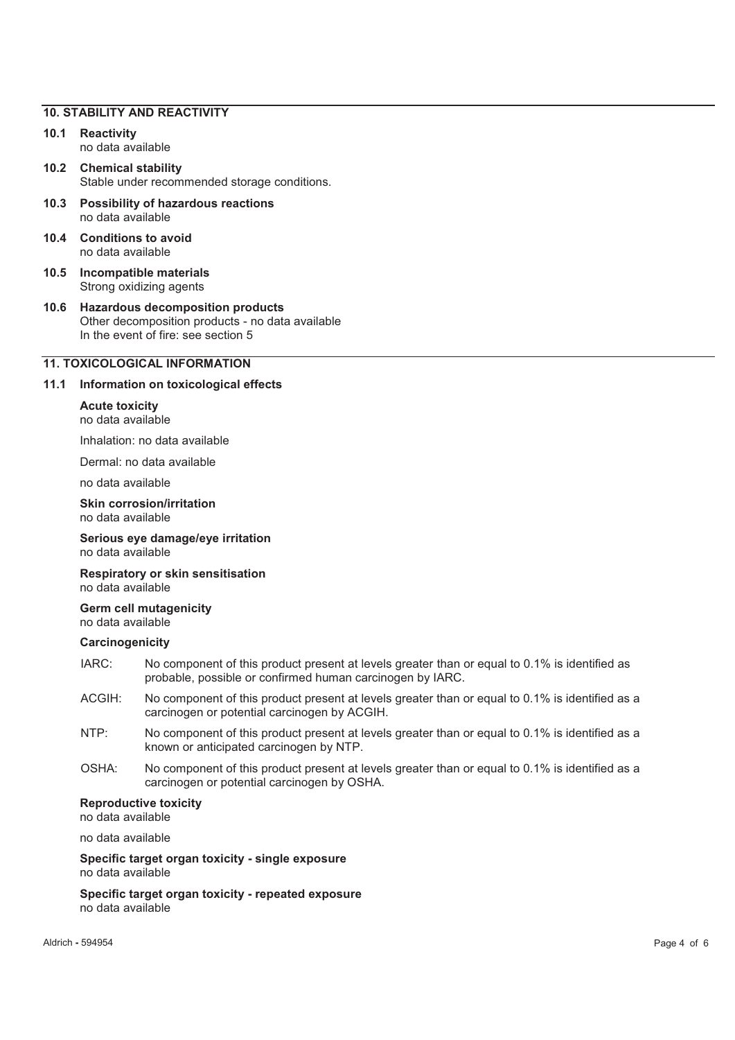## 10. STABILITY AND REACTIVITY

### 10.1 Reactivity
no data available

### 10.2 Chemical stability
Stable under recommended storage conditions.

### 10.3 Possibility of hazardous reactions
no data available

### 10.4 Conditions to avoid
no data available

### 10.5 Incompatible materials
Strong oxidizing agents

### 10.6 Hazardous decomposition products
Other decomposition products - no data available
In the event of fire: see section 5

## 11. TOXICOLOGICAL INFORMATION

### 11.1 Information on toxicological effects

**Acute toxicity**
no data available

Inhalation: no data available

Dermal: no data available

no data available

**Skin corrosion/irritation**
no data available

**Serious eye damage/eye irritation**
no data available

**Respiratory or skin sensitisation**
no data available

**Germ cell mutagenicity**
no data available

**Carcinogenicity**

IARC: No component of this product present at levels greater than or equal to 0.1% is identified as probable, possible or confirmed human carcinogen by IARC.

ACGIH: No component of this product present at levels greater than or equal to 0.1% is identified as a carcinogen or potential carcinogen by ACGIH.

NTP: No component of this product present at levels greater than or equal to 0.1% is identified as a known or anticipated carcinogen by NTP.

OSHA: No component of this product present at levels greater than or equal to 0.1% is identified as a carcinogen or potential carcinogen by OSHA.

**Reproductive toxicity**
no data available

no data available

**Specific target organ toxicity - single exposure**
no data available

**Specific target organ toxicity - repeated exposure**
no data available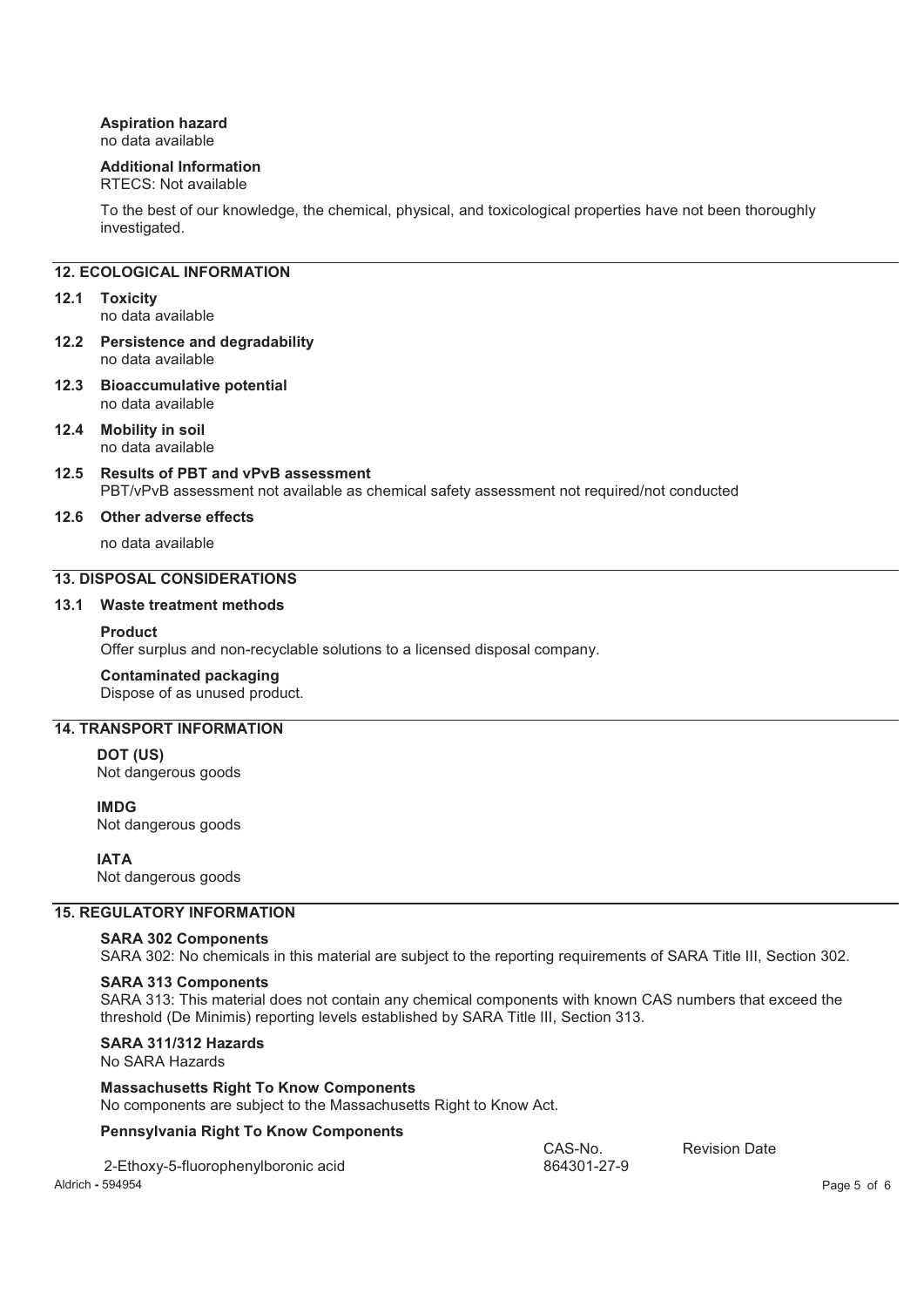**Aspiration hazard**
no data available

**Additional Information**
RTECS: Not available

To the best of our knowledge, the chemical, physical, and toxicological properties have not been thoroughly investigated.

## 12. ECOLOGICAL INFORMATION

### 12.1 Toxicity
no data available

### 12.2 Persistence and degradability
no data available

### 12.3 Bioaccumulative potential
no data available

### 12.4 Mobility in soil
no data available

### 12.5 Results of PBT and vPvB assessment
PBT/vPvB assessment not available as chemical safety assessment not required/not conducted

### 12.6 Other adverse effects
no data available

## 13. DISPOSAL CONSIDERATIONS

### 13.1 Waste treatment methods

**Product**
Offer surplus and non-recyclable solutions to a licensed disposal company.

**Contaminated packaging**
Dispose of as unused product.

## 14. TRANSPORT INFORMATION

**DOT (US)**
Not dangerous goods

**IMDG**
Not dangerous goods

**IATA**
Not dangerous goods

## 15. REGULATORY INFORMATION

**SARA 302 Components**
SARA 302: No chemicals in this material are subject to the reporting requirements of SARA Title III, Section 302.

**SARA 313 Components**
SARA 313: This material does not contain any chemical components with known CAS numbers that exceed the threshold (De Minimis) reporting levels established by SARA Title III, Section 313.

**SARA 311/312 Hazards**
No SARA Hazards

**Massachusetts Right To Know Components**
No components are subject to the Massachusetts Right to Know Act.

**Pennsylvania Right To Know Components**

| | CAS-No. | Revision Date |
|---|---|---|
| 2-Ethoxy-5-fluorophenylboronic acid | 864301-27-9 | |

Aldrich - 594954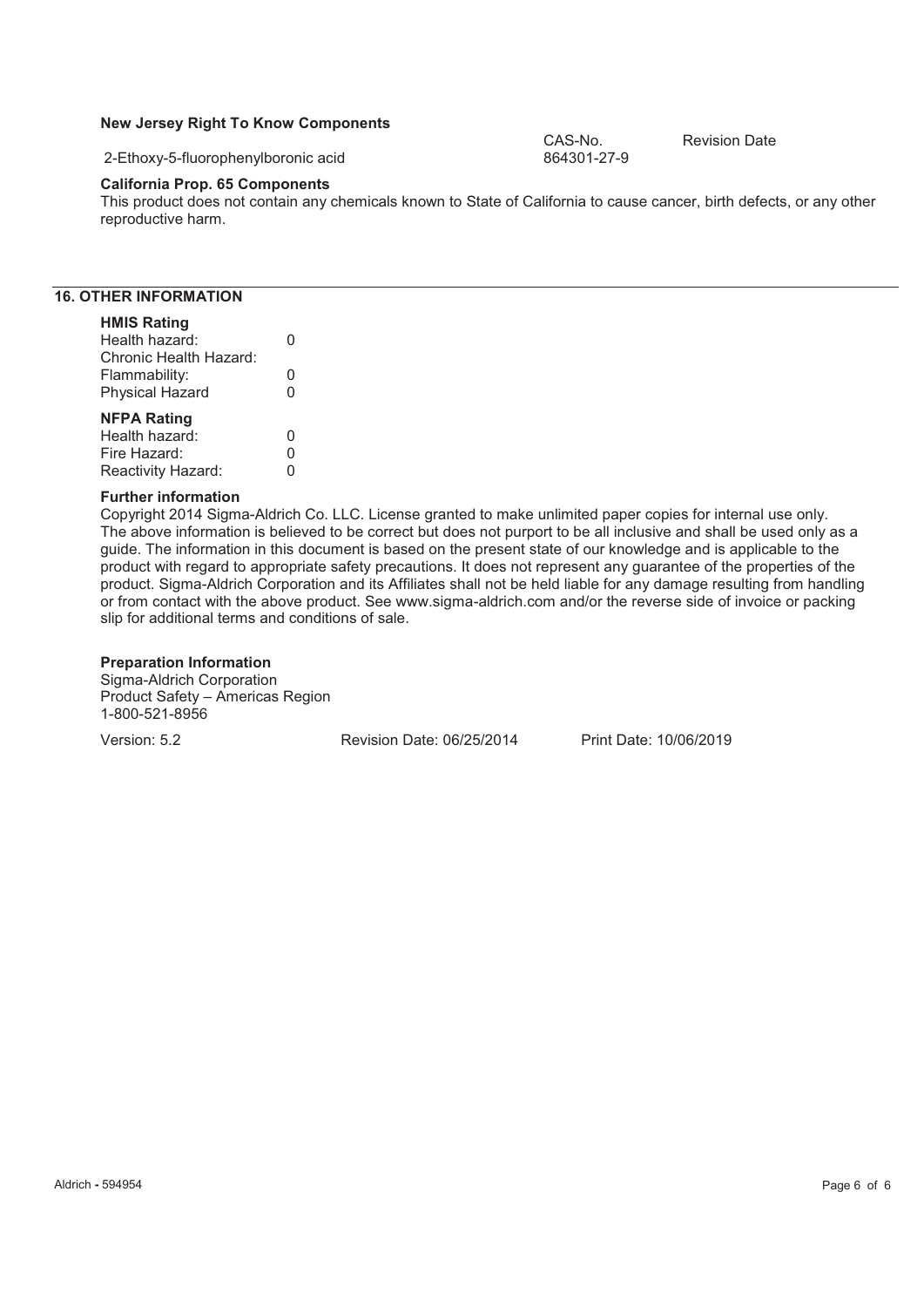### New Jersey Right To Know Components

| | CAS-No. | Revision Date |
|---|---|---|
| 2-Ethoxy-5-fluorophenylboronic acid | 864301-27-9 | |

### California Prop. 65 Components

This product does not contain any chemicals known to State of California to cause cancer, birth defects, or any other reproductive harm.

## 16. OTHER INFORMATION

### HMIS Rating

| | |
|---|---|
| Health hazard: | 0 |
| Chronic Health Hazard: | |
| Flammability: | 0 |
| Physical Hazard | 0 |

### NFPA Rating

| | |
|---|---|
| Health hazard: | 0 |
| Fire Hazard: | 0 |
| Reactivity Hazard: | 0 |

### Further information

Copyright 2014 Sigma-Aldrich Co. LLC. License granted to make unlimited paper copies for internal use only.
The above information is believed to be correct but does not purport to be all inclusive and shall be used only as a guide. The information in this document is based on the present state of our knowledge and is applicable to the product with regard to appropriate safety precautions. It does not represent any guarantee of the properties of the product. Sigma-Aldrich Corporation and its Affiliates shall not be held liable for any damage resulting from handling or from contact with the above product. See www.sigma-aldrich.com and/or the reverse side of invoice or packing slip for additional terms and conditions of sale.

### Preparation Information

Sigma-Aldrich Corporation
Product Safety – Americas Region
1-800-521-8956

Version: 5.2 Revision Date: 06/25/2014 Print Date: 10/06/2019